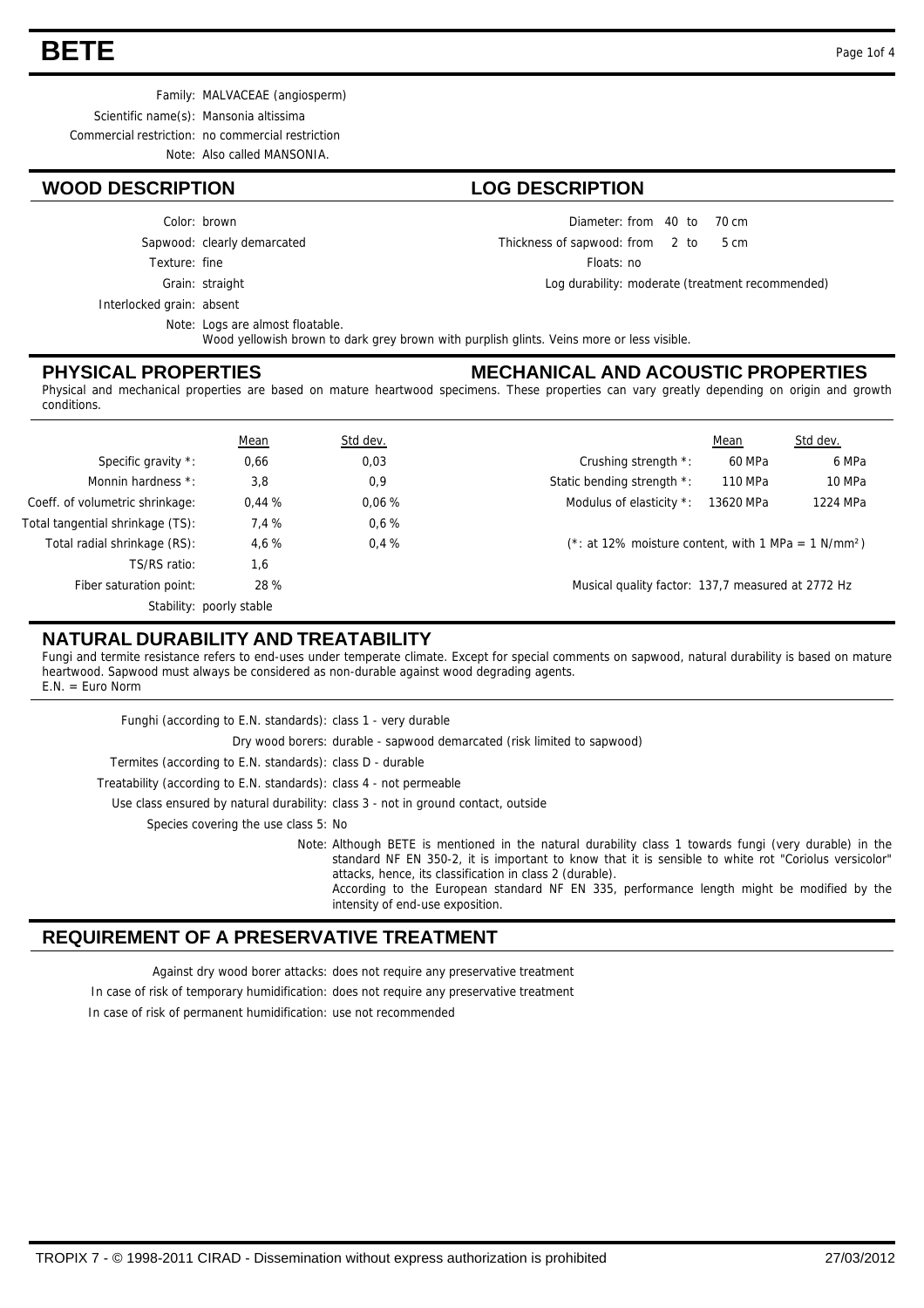# BETE

Family: MALVACEAE (angiosperm)
Scientific name(s): Mansonia altissima
Commercial restriction: no commercial restriction
Note: Also called MANSONIA.

## WOOD DESCRIPTION

Color: brown
Sapwood: clearly demarcated
Texture: fine
Grain: straight
Interlocked grain: absent
Note: Logs are almost floatable.
Wood yellowish brown to dark grey brown with purplish glints. Veins more or less visible.

## LOG DESCRIPTION

Diameter: from 40 to 70 cm
Thickness of sapwood: from 2 to 5 cm
Floats: no
Log durability: moderate (treatment recommended)

## PHYSICAL PROPERTIES

Physical and mechanical properties are based on mature heartwood specimens. These properties can vary greatly depending on origin and growth conditions.

| | Mean | Std dev. |
|---|---|---|
| Specific gravity *: | 0,66 | 0,03 |
| Monnin hardness *: | 3,8 | 0,9 |
| Coeff. of volumetric shrinkage: | 0,44 % | 0,06 % |
| Total tangential shrinkage (TS): | 7,4 % | 0,6 % |
| Total radial shrinkage (RS): | 4,6 % | 0,4 % |
| TS/RS ratio: | 1,6 | |
| Fiber saturation point: | 28 % | |
| Stability: | poorly stable | |

## MECHANICAL AND ACOUSTIC PROPERTIES

| | Mean | Std dev. |
|---|---|---|
| Crushing strength *: | 60 MPa | 6 MPa |
| Static bending strength *: | 110 MPa | 10 MPa |
| Modulus of elasticity *: | 13620 MPa | 1224 MPa |

(*: at 12% moisture content, with 1 MPa = 1 N/mm²)

Musical quality factor: 137,7 measured at 2772 Hz

## NATURAL DURABILITY AND TREATABILITY

Fungi and termite resistance refers to end-uses under temperate climate. Except for special comments on sapwood, natural durability is based on mature heartwood. Sapwood must always be considered as non-durable against wood degrading agents.
E.N. = Euro Norm

Funghi (according to E.N. standards): class 1 - very durable
Dry wood borers: durable - sapwood demarcated (risk limited to sapwood)
Termites (according to E.N. standards): class D - durable
Treatability (according to E.N. standards): class 4 - not permeable
Use class ensured by natural durability: class 3 - not in ground contact, outside
Species covering the use class 5: No
Note: Although BETE is mentioned in the natural durability class 1 towards fungi (very durable) in the standard NF EN 350-2, it is important to know that it is sensible to white rot "Coriolus versicolor" attacks, hence, its classification in class 2 (durable).
According to the European standard NF EN 335, performance length might be modified by the intensity of end-use exposition.

## REQUIREMENT OF A PRESERVATIVE TREATMENT

Against dry wood borer attacks: does not require any preservative treatment
In case of risk of temporary humidification: does not require any preservative treatment
In case of risk of permanent humidification: use not recommended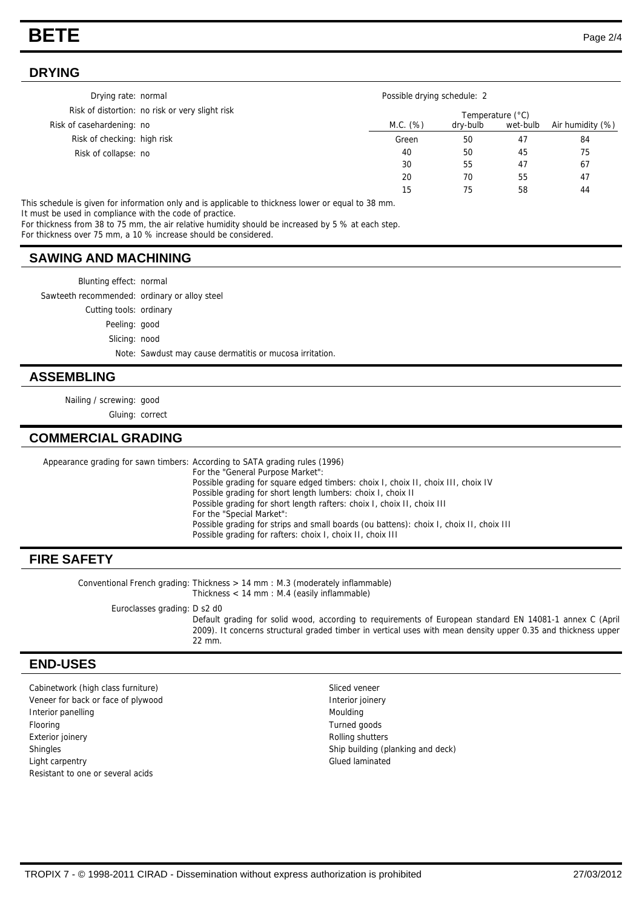## DRYING

Drying rate: normal

Risk of distortion: no risk or very slight risk

Risk of casehardening: no

Risk of checking: high risk

Risk of collapse: no

Possible drying schedule: 2

| M.C. (%) | Temperature (°C) dry-bulb | Temperature (°C) wet-bulb | Air humidity (%) |
|---|---|---|---|
| Green | 50 | 47 | 84 |
| 40 | 50 | 45 | 75 |
| 30 | 55 | 47 | 67 |
| 20 | 70 | 55 | 47 |
| 15 | 75 | 58 | 44 |

This schedule is given for information only and is applicable to thickness lower or equal to 38 mm.
It must be used in compliance with the code of practice.
For thickness from 38 to 75 mm, the air relative humidity should be increased by 5 % at each step.
For thickness over 75 mm, a 10 % increase should be considered.

## SAWING AND MACHINING

Blunting effect: normal

Sawteeth recommended: ordinary or alloy steel

Cutting tools: ordinary

Peeling: good

Slicing: nood

Note: Sawdust may cause dermatitis or mucosa irritation.

## ASSEMBLING

Nailing / screwing: good

Gluing: correct

## COMMERCIAL GRADING

Appearance grading for sawn timbers: According to SATA grading rules (1996)
For the "General Purpose Market":
Possible grading for square edged timbers: choix I, choix II, choix III, choix IV
Possible grading for short length lumbers: choix I, choix II
Possible grading for short length rafters: choix I, choix II, choix III
For the "Special Market":
Possible grading for strips and small boards (ou battens): choix I, choix II, choix III
Possible grading for rafters: choix I, choix II, choix III

## FIRE SAFETY

Conventional French grading: Thickness > 14 mm : M.3 (moderately inflammable)
Thickness < 14 mm : M.4 (easily inflammable)

Euroclasses grading: D s2 d0
Default grading for solid wood, according to requirements of European standard EN 14081-1 annex C (April 2009). It concerns structural graded timber in vertical uses with mean density upper 0.35 and thickness upper 22 mm.

## END-USES

- Cabinetwork (high class furniture)
- Veneer for back or face of plywood
- Interior panelling
- Flooring
- Exterior joinery
- Shingles
- Light carpentry
- Resistant to one or several acids
- Sliced veneer
- Interior joinery
- Moulding
- Turned goods
- Rolling shutters
- Ship building (planking and deck)
- Glued laminated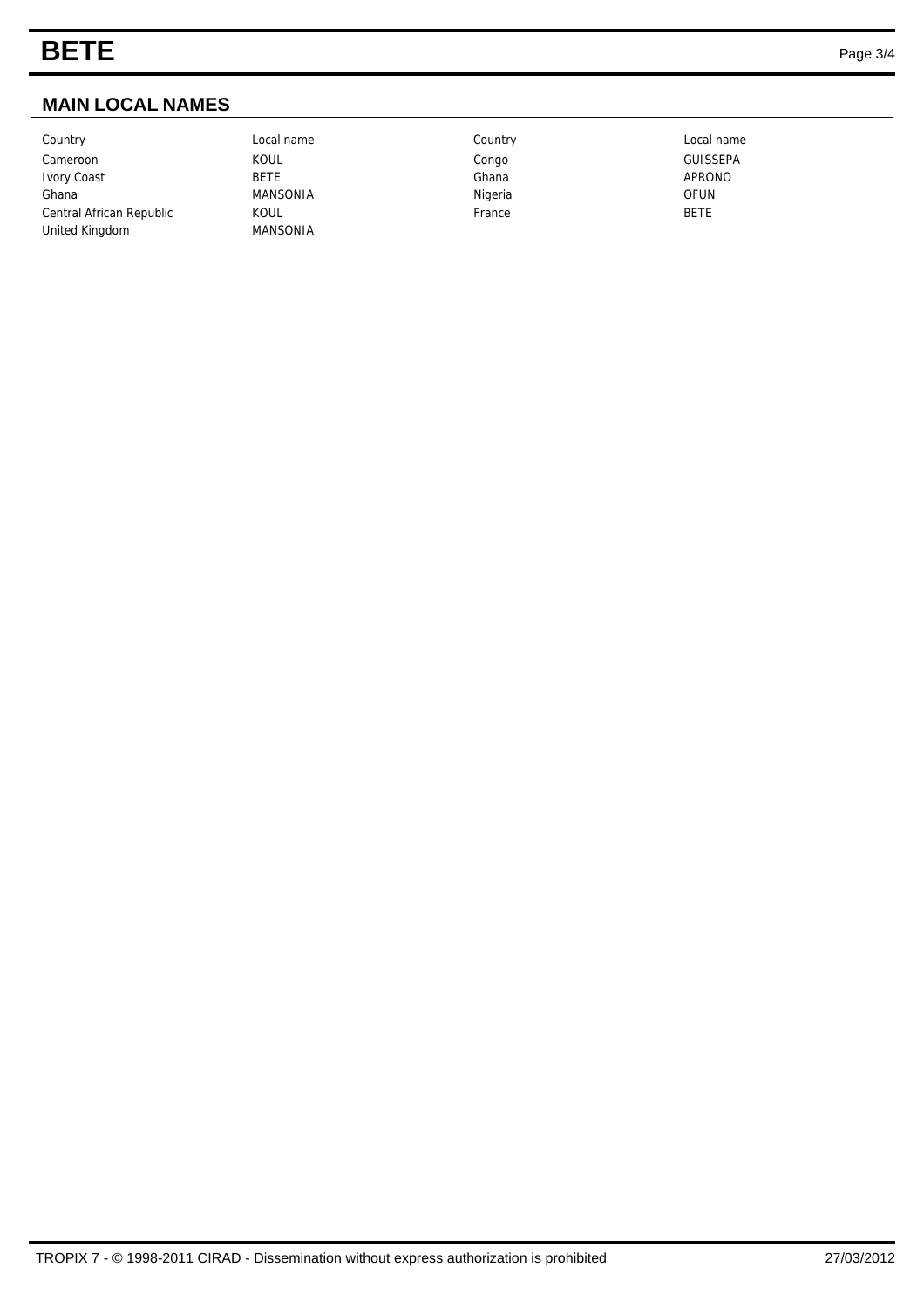## MAIN LOCAL NAMES

| Country | Local name | Country | Local name |
|---|---|---|---|
| Cameroon | KOUL | Congo | GUISSEPA |
| Ivory Coast | BETE | Ghana | APRONO |
| Ghana | MANSONIA | Nigeria | OFUN |
| Central African Republic | KOUL | France | BETE |
| United Kingdom | MANSONIA | | |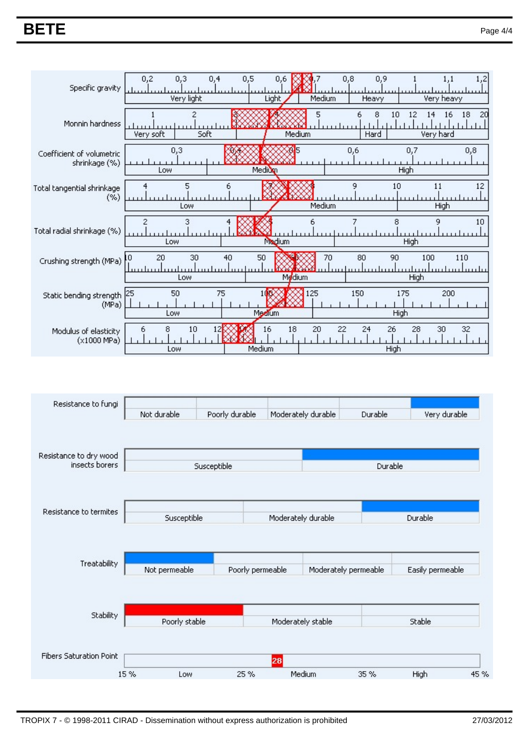Specific gravity
0,2 0,3 0,4 0,5 0,6 0,7 0,8 0,9 1 1,1 1,2
Very light | Light | Medium | Heavy | Very heavy

Monnin hardness
1 2 3 4 5 6 8 10 12 14 16 18 20
Very soft | Soft | Medium | Hard | Very hard

Coefficient of volumetric shrinkage (%)
0,3 0,4 0,5 0,6 0,7 0,8
Low | Medium | High

Total tangential shrinkage (%)
4 5 6 7 8 9 10 11 12
Low | Medium | High

Total radial shrinkage (%)
2 3 4 5 6 7 8 9 10
Low | Medium | High

Crushing strength (MPa)
10 20 30 40 50 60 70 80 90 100 110
Low | Medium | High

Static bending strength (MPa)
25 50 75 100 125 150 175 200
Low | Medium | High

Modulus of elasticity (x1000 MPa)
6 8 10 12 14 16 18 20 22 24 26 28 30 32
Low | Medium | High

Resistance to fungi
Not durable | Poorly durable | Moderately durable | Durable | Very durable

Resistance to dry wood insects borers
Susceptible | Durable

Resistance to termites
Susceptible | Moderately durable | Durable

Treatability
Not permeable | Poorly permeable | Moderately permeable | Easily permeable

Stability
Poorly stable | Moderately stable | Stable

Fibers Saturation Point
28
15 % Low 25 % Medium 35 % High 45 %

TROPIX 7 - © 1998-2011 CIRAD - Dissemination without express authorization is prohibited

27/03/2012